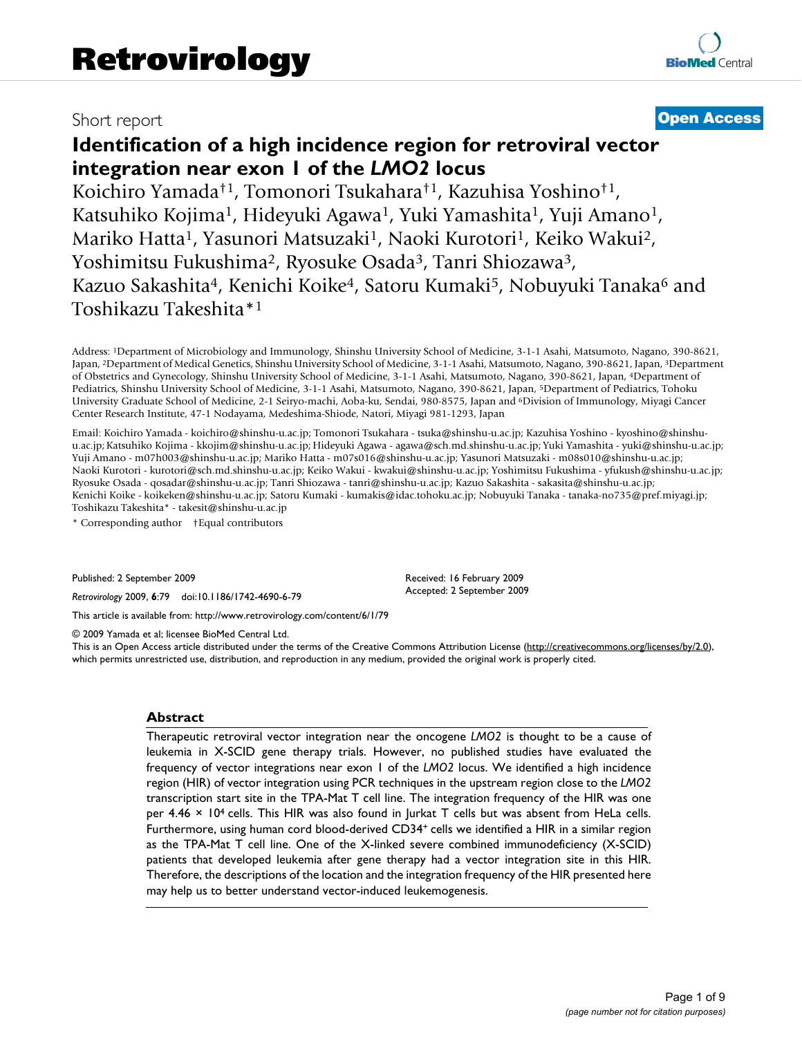Short report

**Open Access**

# Identification of a high incidence region for retroviral vector integration near exon 1 of the *LMO2* locus

Koichiro Yamada†[1], Tomonori Tsukahara†[1], Kazuhisa Yoshino†[1], Katsuhiko Kojima[1], Hideyuki Agawa[1], Yuki Yamashita[1], Yuji Amano[1], Mariko Hatta[1], Yasunori Matsuzaki[1], Naoki Kurotori[1], Keiko Wakui[2], Yoshimitsu Fukushima[2], Ryosuke Osada[3], Tanri Shiozawa[3], Kazuo Sakashita[4], Kenichi Koike[4], Satoru Kumaki[5], Nobuyuki Tanaka[6] and Toshikazu Takeshita*[1]

Address: [1]Department of Microbiology and Immunology, Shinshu University School of Medicine, 3-1-1 Asahi, Matsumoto, Nagano, 390-8621, Japan, [2]Department of Medical Genetics, Shinshu University School of Medicine, 3-1-1 Asahi, Matsumoto, Nagano, 390-8621, Japan, [3]Department of Obstetrics and Gynecology, Shinshu University School of Medicine, 3-1-1 Asahi, Matsumoto, Nagano, 390-8621, Japan, [4]Department of Pediatrics, Shinshu University School of Medicine, 3-1-1 Asahi, Matsumoto, Nagano, 390-8621, Japan, [5]Department of Pediatrics, Tohoku University Graduate School of Medicine, 2-1 Seiryo-machi, Aoba-ku, Sendai, 980-8575, Japan and [6]Division of Immunology, Miyagi Cancer Center Research Institute, 47-1 Nodayama, Medeshima-Shiode, Natori, Miyagi 981-1293, Japan

Email: Koichiro Yamada - koichiro@shinshu-u.ac.jp; Tomonori Tsukahara - tsuka@shinshu-u.ac.jp; Kazuhisa Yoshino - kyoshino@shinshu-u.ac.jp; Katsuhiko Kojima - kkojim@shinshu-u.ac.jp; Hideyuki Agawa - agawa@sch.md.shinshu-u.ac.jp; Yuki Yamashita - yuki@shinshu-u.ac.jp; Yuji Amano - m07h003@shinshu-u.ac.jp; Mariko Hatta - m07s016@shinshu-u.ac.jp; Yasunori Matsuzaki - m08s010@shinshu-u.ac.jp; Naoki Kurotori - kurotori@sch.md.shinshu-u.ac.jp; Keiko Wakui - kwakui@shinshu-u.ac.jp; Yoshimitsu Fukushima - yfukush@shinshu-u.ac.jp; Ryosuke Osada - qosadar@shinshu-u.ac.jp; Tanri Shiozawa - tanri@shinshu-u.ac.jp; Kazuo Sakashita - sakasita@shinshu-u.ac.jp; Kenichi Koike - koikeken@shinshu-u.ac.jp; Satoru Kumaki - kumakis@idac.tohoku.ac.jp; Nobuyuki Tanaka - tanaka-no735@pref.miyagi.jp; Toshikazu Takeshita* - takesit@shinshu-u.ac.jp

\* Corresponding author †Equal contributors

Published: 2 September 2009

*Retrovirology* 2009, **6**:79 doi:10.1186/1742-4690-6-79

Received: 16 February 2009
Accepted: 2 September 2009

This article is available from: http://www.retrovirology.com/content/6/1/79

© 2009 Yamada et al; licensee BioMed Central Ltd.

This is an Open Access article distributed under the terms of the Creative Commons Attribution License (http://creativecommons.org/licenses/by/2.0), which permits unrestricted use, distribution, and reproduction in any medium, provided the original work is properly cited.

## Abstract

Therapeutic retroviral vector integration near the oncogene *LMO2* is thought to be a cause of leukemia in X-SCID gene therapy trials. However, no published studies have evaluated the frequency of vector integrations near exon 1 of the *LMO2* locus. We identified a high incidence region (HIR) of vector integration using PCR techniques in the upstream region close to the *LMO2* transcription start site in the TPA-Mat T cell line. The integration frequency of the HIR was one per $4.46 \times 10^4$ cells. This HIR was also found in Jurkat T cells but was absent from HeLa cells. Furthermore, using human cord blood-derived $CD34^+$ cells we identified a HIR in a similar region as the TPA-Mat T cell line. One of the X-linked severe combined immunodeficiency (X-SCID) patients that developed leukemia after gene therapy had a vector integration site in this HIR. Therefore, the descriptions of the location and the integration frequency of the HIR presented here may help us to better understand vector-induced leukemogenesis.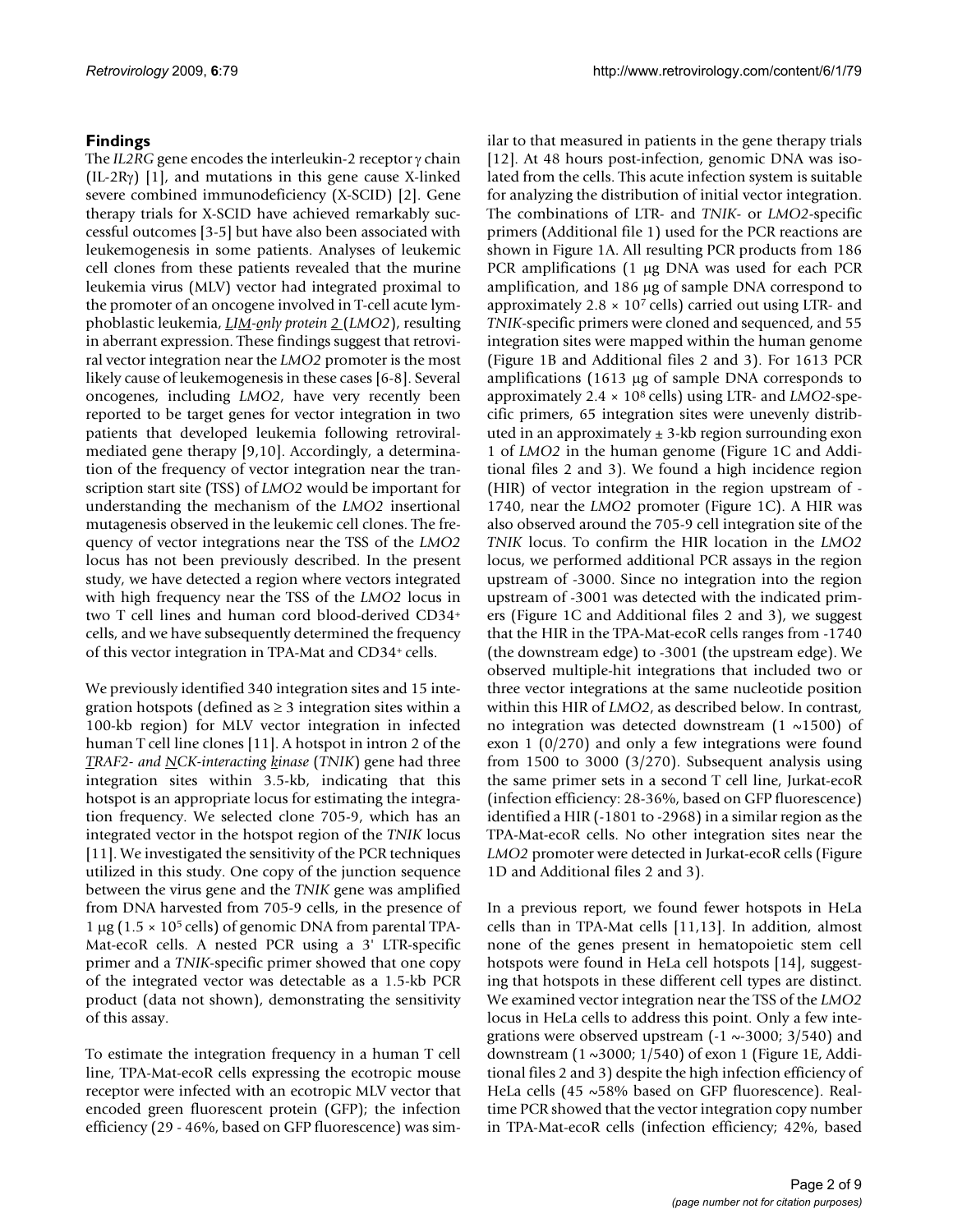## Findings

The *IL2RG* gene encodes the interleukin-2 receptor γ chain (IL-2Rγ) [1], and mutations in this gene cause X-linked severe combined immunodeficiency (X-SCID) [2]. Gene therapy trials for X-SCID have achieved remarkably successful outcomes [3-5] but have also been associated with leukemogenesis in some patients. Analyses of leukemic cell clones from these patients revealed that the murine leukemia virus (MLV) vector had integrated proximal to the promoter of an oncogene involved in T-cell acute lymphoblastic leukemia, *LIM-only protein 2* (*LMO2*), resulting in aberrant expression. These findings suggest that retroviral vector integration near the *LMO2* promoter is the most likely cause of leukemogenesis in these cases [6-8]. Several oncogenes, including *LMO2*, have very recently been reported to be target genes for vector integration in two patients that developed leukemia following retroviral-mediated gene therapy [9,10]. Accordingly, a determination of the frequency of vector integration near the transcription start site (TSS) of *LMO2* would be important for understanding the mechanism of the *LMO2* insertional mutagenesis observed in the leukemic cell clones. The frequency of vector integrations near the TSS of the *LMO2* locus has not been previously described. In the present study, we have detected a region where vectors integrated with high frequency near the TSS of the *LMO2* locus in two T cell lines and human cord blood-derived CD34+ cells, and we have subsequently determined the frequency of this vector integration in TPA-Mat and CD34+ cells.

We previously identified 340 integration sites and 15 integration hotspots (defined as ≥ 3 integration sites within a 100-kb region) for MLV vector integration in infected human T cell line clones [11]. A hotspot in intron 2 of the *TRAF2- and NCK-interacting kinase* (*TNIK*) gene had three integration sites within 3.5-kb, indicating that this hotspot is an appropriate locus for estimating the integration frequency. We selected clone 705-9, which has an integrated vector in the hotspot region of the *TNIK* locus [11]. We investigated the sensitivity of the PCR techniques utilized in this study. One copy of the junction sequence between the virus gene and the *TNIK* gene was amplified from DNA harvested from 705-9 cells, in the presence of 1 μg ($1.5 \times 10^5$ cells) of genomic DNA from parental TPA-Mat-ecoR cells. A nested PCR using a 3' LTR-specific primer and a *TNIK*-specific primer showed that one copy of the integrated vector was detectable as a 1.5-kb PCR product (data not shown), demonstrating the sensitivity of this assay.

To estimate the integration frequency in a human T cell line, TPA-Mat-ecoR cells expressing the ecotropic mouse receptor were infected with an ecotropic MLV vector that encoded green fluorescent protein (GFP); the infection efficiency (29 - 46%, based on GFP fluorescence) was similar to that measured in patients in the gene therapy trials [12]. At 48 hours post-infection, genomic DNA was isolated from the cells. This acute infection system is suitable for analyzing the distribution of initial vector integration. The combinations of LTR- and *TNIK*- or *LMO2*-specific primers (Additional file 1) used for the PCR reactions are shown in Figure 1A. All resulting PCR products from 186 PCR amplifications (1 μg DNA was used for each PCR amplification, and 186 μg of sample DNA correspond to approximately $2.8 \times 10^7$ cells) carried out using LTR- and *TNIK*-specific primers were cloned and sequenced, and 55 integration sites were mapped within the human genome (Figure 1B and Additional files 2 and 3). For 1613 PCR amplifications (1613 μg of sample DNA corresponds to approximately $2.4 \times 10^8$ cells) using LTR- and *LMO2*-specific primers, 65 integration sites were unevenly distributed in an approximately ± 3-kb region surrounding exon 1 of *LMO2* in the human genome (Figure 1C and Additional files 2 and 3). We found a high incidence region (HIR) of vector integration in the region upstream of -1740, near the *LMO2* promoter (Figure 1C). A HIR was also observed around the 705-9 cell integration site of the *TNIK* locus. To confirm the HIR location in the *LMO2* locus, we performed additional PCR assays in the region upstream of -3000. Since no integration into the region upstream of -3001 was detected with the indicated primers (Figure 1C and Additional files 2 and 3), we suggest that the HIR in the TPA-Mat-ecoR cells ranges from -1740 (the downstream edge) to -3001 (the upstream edge). We observed multiple-hit integrations that included two or three vector integrations at the same nucleotide position within this HIR of *LMO2*, as described below. In contrast, no integration was detected downstream (1 ~1500) of exon 1 (0/270) and only a few integrations were found from 1500 to 3000 (3/270). Subsequent analysis using the same primer sets in a second T cell line, Jurkat-ecoR (infection efficiency: 28-36%, based on GFP fluorescence) identified a HIR (-1801 to -2968) in a similar region as the TPA-Mat-ecoR cells. No other integration sites near the *LMO2* promoter were detected in Jurkat-ecoR cells (Figure 1D and Additional files 2 and 3).

In a previous report, we found fewer hotspots in HeLa cells than in TPA-Mat cells [11,13]. In addition, almost none of the genes present in hematopoietic stem cell hotspots were found in HeLa cell hotspots [14], suggesting that hotspots in these different cell types are distinct. We examined vector integration near the TSS of the *LMO2* locus in HeLa cells to address this point. Only a few integrations were observed upstream (-1 ~-3000; 3/540) and downstream (1 ~3000; 1/540) of exon 1 (Figure 1E, Additional files 2 and 3) despite the high infection efficiency of HeLa cells (45 ~58% based on GFP fluorescence). Real-time PCR showed that the vector integration copy number in TPA-Mat-ecoR cells (infection efficiency; 42%, based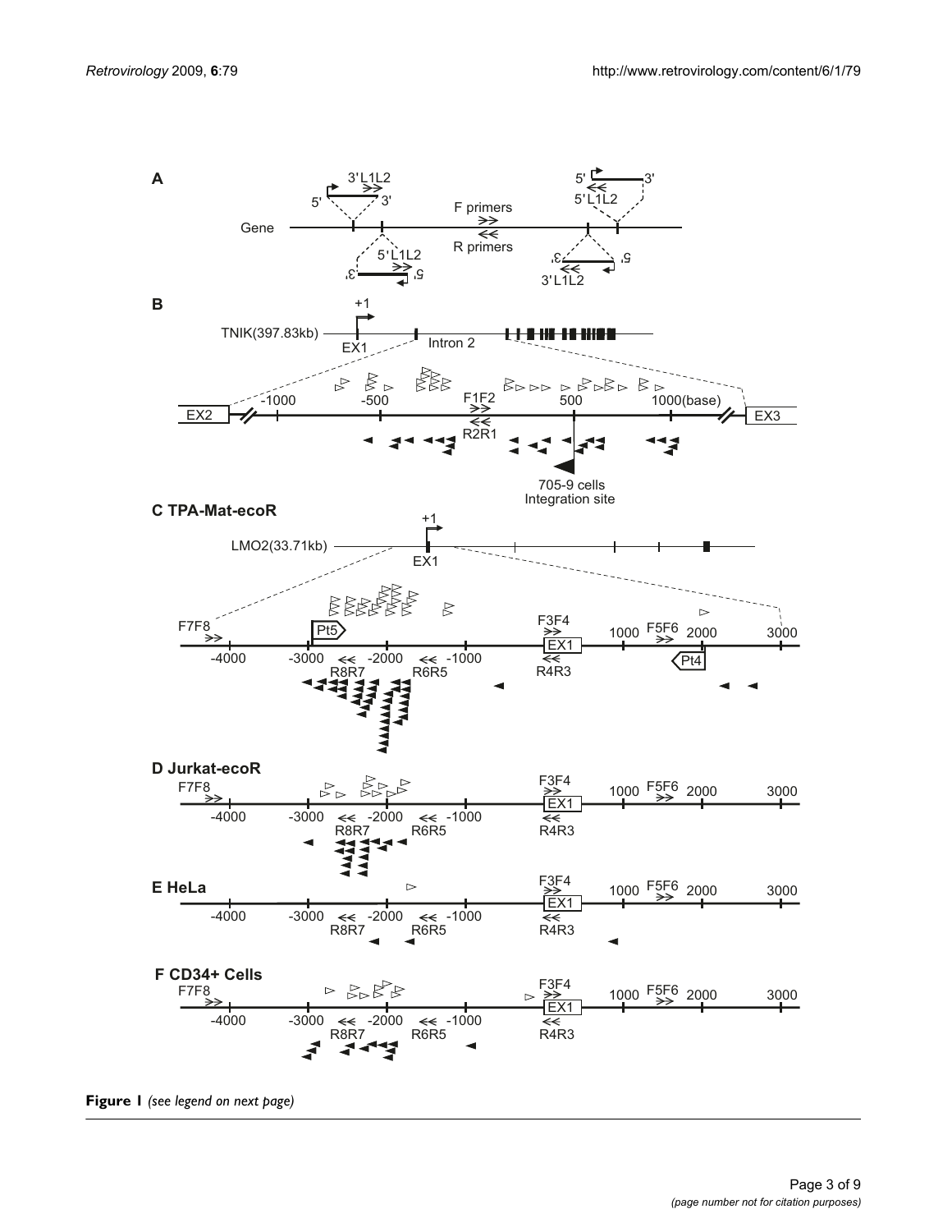**Figure 1** *(see legend on next page)*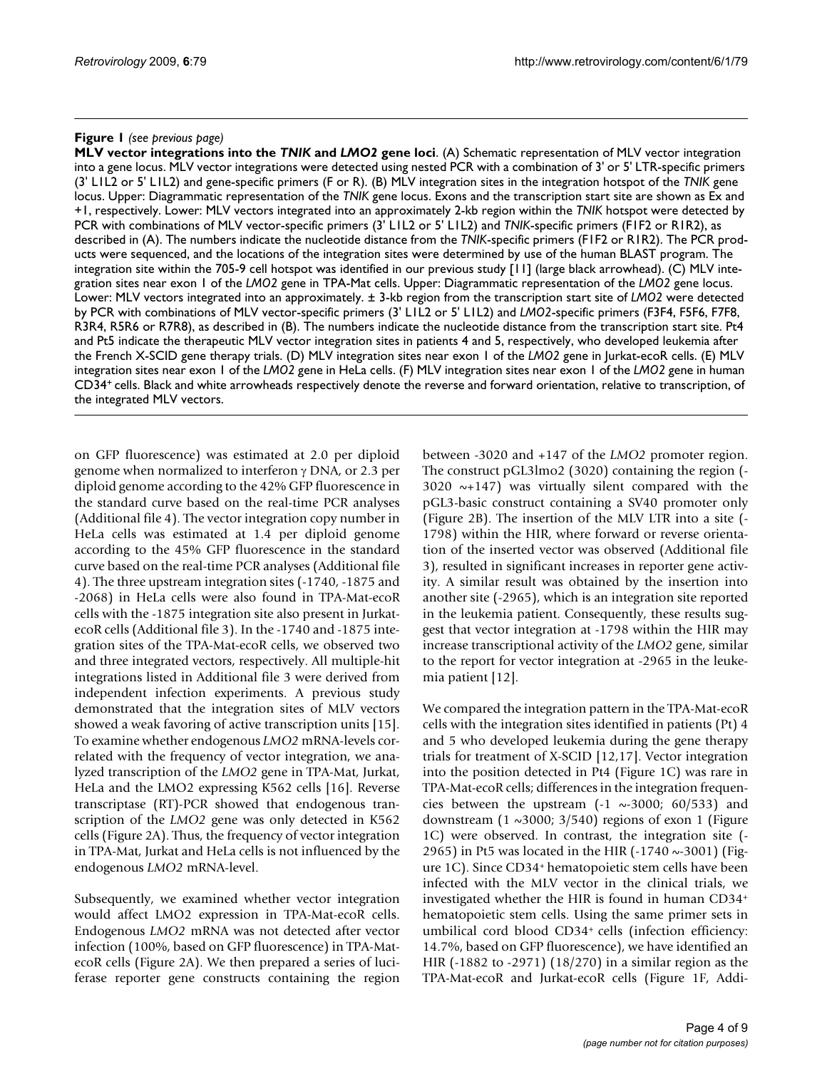**Figure 1** *(see previous page)*
**MLV vector integrations into the *TNIK* and *LMO2* gene loci**. (A) Schematic representation of MLV vector integration into a gene locus. MLV vector integrations were detected using nested PCR with a combination of 3' or 5' LTR-specific primers (3' L1L2 or 5' L1L2) and gene-specific primers (F or R). (B) MLV integration sites in the integration hotspot of the *TNIK* gene locus. Upper: Diagrammatic representation of the *TNIK* gene locus. Exons and the transcription start site are shown as Ex and +1, respectively. Lower: MLV vectors integrated into an approximately 2-kb region within the *TNIK* hotspot were detected by PCR with combinations of MLV vector-specific primers (3' L1L2 or 5' L1L2) and *TNIK*-specific primers (F1F2 or R1R2), as described in (A). The numbers indicate the nucleotide distance from the *TNIK*-specific primers (F1F2 or R1R2). The PCR products were sequenced, and the locations of the integration sites were determined by use of the human BLAST program. The integration site within the 705-9 cell hotspot was identified in our previous study [11] (large black arrowhead). (C) MLV integration sites near exon 1 of the *LMO2* gene in TPA-Mat cells. Upper: Diagrammatic representation of the *LMO2* gene locus. Lower: MLV vectors integrated into an approximately. ± 3-kb region from the transcription start site of *LMO2* were detected by PCR with combinations of MLV vector-specific primers (3' L1L2 or 5' L1L2) and *LMO2*-specific primers (F3F4, F5F6, F7F8, R3R4, R5R6 or R7R8), as described in (B). The numbers indicate the nucleotide distance from the transcription start site. Pt4 and Pt5 indicate the therapeutic MLV vector integration sites in patients 4 and 5, respectively, who developed leukemia after the French X-SCID gene therapy trials. (D) MLV integration sites near exon 1 of the *LMO2* gene in Jurkat-ecoR cells. (E) MLV integration sites near exon 1 of the *LMO2* gene in HeLa cells. (F) MLV integration sites near exon 1 of the *LMO2* gene in human CD34+ cells. Black and white arrowheads respectively denote the reverse and forward orientation, relative to transcription, of the integrated MLV vectors.

on GFP fluorescence) was estimated at 2.0 per diploid genome when normalized to interferon γ DNA, or 2.3 per diploid genome according to the 42% GFP fluorescence in the standard curve based on the real-time PCR analyses (Additional file 4). The vector integration copy number in HeLa cells was estimated at 1.4 per diploid genome according to the 45% GFP fluorescence in the standard curve based on the real-time PCR analyses (Additional file 4). The three upstream integration sites (-1740, -1875 and -2068) in HeLa cells were also found in TPA-Mat-ecoR cells with the -1875 integration site also present in Jurkat-ecoR cells (Additional file 3). In the -1740 and -1875 integration sites of the TPA-Mat-ecoR cells, we observed two and three integrated vectors, respectively. All multiple-hit integrations listed in Additional file 3 were derived from independent infection experiments. A previous study demonstrated that the integration sites of MLV vectors showed a weak favoring of active transcription units [15]. To examine whether endogenous *LMO2* mRNA-levels correlated with the frequency of vector integration, we analyzed transcription of the *LMO2* gene in TPA-Mat, Jurkat, HeLa and the LMO2 expressing K562 cells [16]. Reverse transcriptase (RT)-PCR showed that endogenous transcription of the *LMO2* gene was only detected in K562 cells (Figure 2A). Thus, the frequency of vector integration in TPA-Mat, Jurkat and HeLa cells is not influenced by the endogenous *LMO2* mRNA-level.

Subsequently, we examined whether vector integration would affect LMO2 expression in TPA-Mat-ecoR cells. Endogenous *LMO2* mRNA was not detected after vector infection (100%, based on GFP fluorescence) in TPA-Mat-ecoR cells (Figure 2A). We then prepared a series of luciferase reporter gene constructs containing the region between -3020 and +147 of the *LMO2* promoter region. The construct pGL3lmo2 (3020) containing the region (-3020 ~+147) was virtually silent compared with the pGL3-basic construct containing a SV40 promoter only (Figure 2B). The insertion of the MLV LTR into a site (-1798) within the HIR, where forward or reverse orientation of the inserted vector was observed (Additional file 3), resulted in significant increases in reporter gene activity. A similar result was obtained by the insertion into another site (-2965), which is an integration site reported in the leukemia patient. Consequently, these results suggest that vector integration at -1798 within the HIR may increase transcriptional activity of the *LMO2* gene, similar to the report for vector integration at -2965 in the leukemia patient [12].

We compared the integration pattern in the TPA-Mat-ecoR cells with the integration sites identified in patients (Pt) 4 and 5 who developed leukemia during the gene therapy trials for treatment of X-SCID [12,17]. Vector integration into the position detected in Pt4 (Figure 1C) was rare in TPA-Mat-ecoR cells; differences in the integration frequencies between the upstream (-1 ~-3000; 60/533) and downstream (1 ~3000; 3/540) regions of exon 1 (Figure 1C) were observed. In contrast, the integration site (-2965) in Pt5 was located in the HIR (-1740 ~-3001) (Figure 1C). Since CD34+ hematopoietic stem cells have been infected with the MLV vector in the clinical trials, we investigated whether the HIR is found in human CD34+ hematopoietic stem cells. Using the same primer sets in umbilical cord blood CD34+ cells (infection efficiency: 14.7%, based on GFP fluorescence), we have identified an HIR (-1882 to -2971) (18/270) in a similar region as the TPA-Mat-ecoR and Jurkat-ecoR cells (Figure 1F, Addi-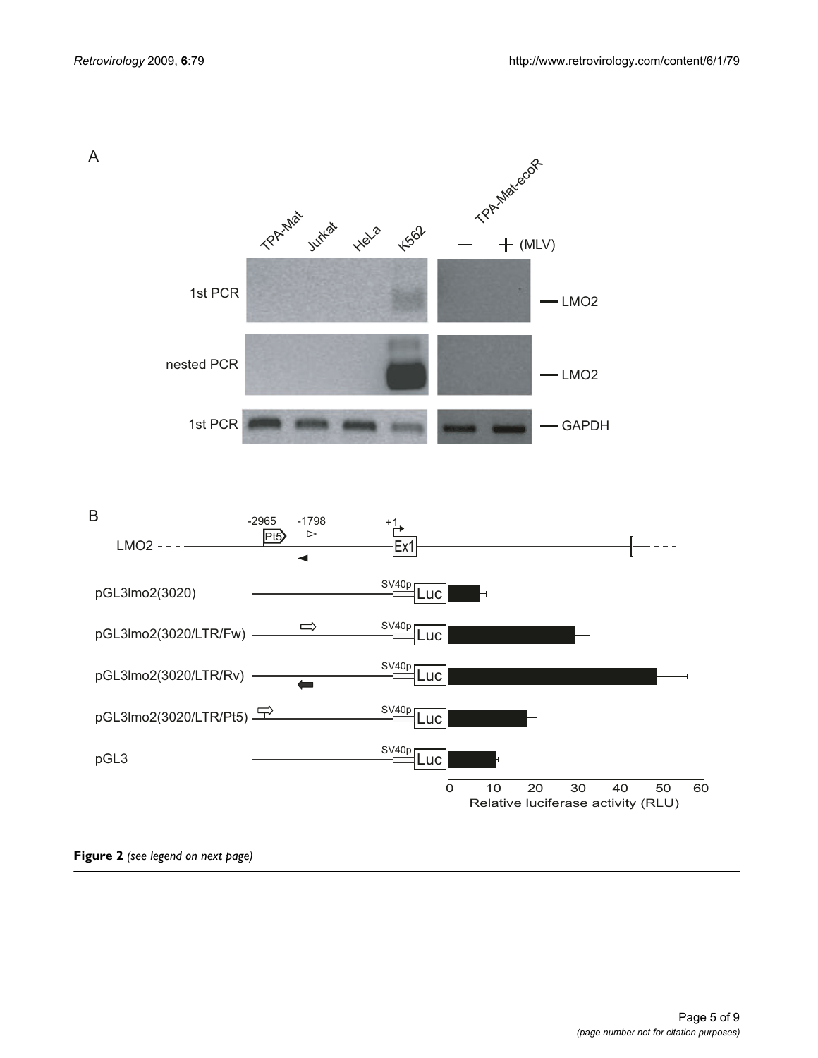**Figure 2** *(see legend on next page)*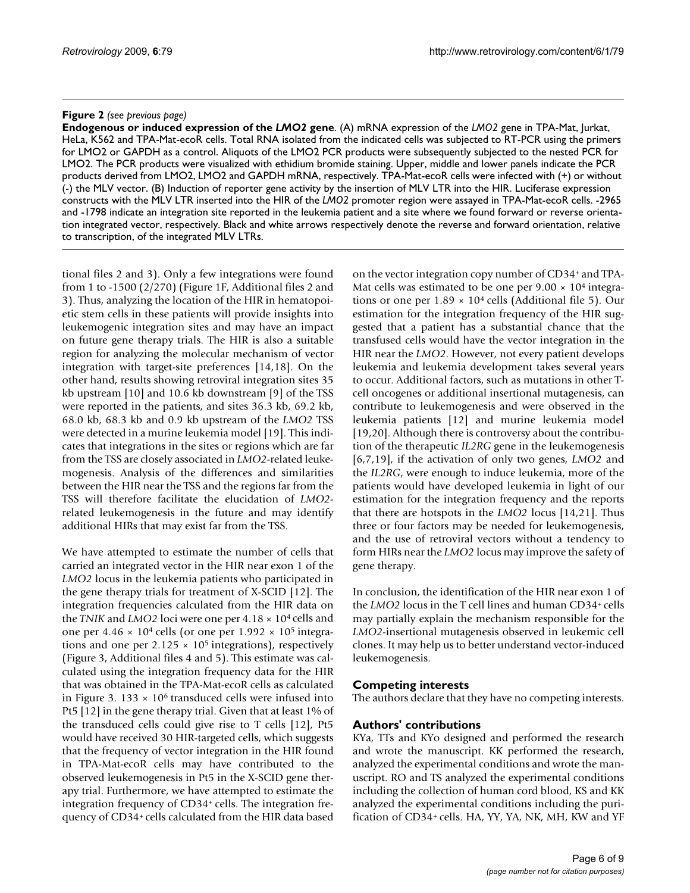**Figure 2** *(see previous page)*

**Endogenous or induced expression of the *LMO2* gene**. (A) mRNA expression of the *LMO2* gene in TPA-Mat, Jurkat, HeLa, K562 and TPA-Mat-ecoR cells. Total RNA isolated from the indicated cells was subjected to RT-PCR using the primers for LMO2 or GAPDH as a control. Aliquots of the LMO2 PCR products were subsequently subjected to the nested PCR for LMO2. The PCR products were visualized with ethidium bromide staining. Upper, middle and lower panels indicate the PCR products derived from LMO2, LMO2 and GAPDH mRNA, respectively. TPA-Mat-ecoR cells were infected with (+) or without (-) the MLV vector. (B) Induction of reporter gene activity by the insertion of MLV LTR into the HIR. Luciferase expression constructs with the MLV LTR inserted into the HIR of the *LMO2* promoter region were assayed in TPA-Mat-ecoR cells. -2965 and -1798 indicate an integration site reported in the leukemia patient and a site where we found forward or reverse orientation integrated vector, respectively. Black and white arrows respectively denote the reverse and forward orientation, relative to transcription, of the integrated MLV LTRs.

tional files 2 and 3). Only a few integrations were found from 1 to -1500 (2/270) (Figure 1F, Additional files 2 and 3). Thus, analyzing the location of the HIR in hematopoietic stem cells in these patients will provide insights into leukemogenic integration sites and may have an impact on future gene therapy trials. The HIR is also a suitable region for analyzing the molecular mechanism of vector integration with target-site preferences [14,18]. On the other hand, results showing retroviral integration sites 35 kb upstream [10] and 10.6 kb downstream [9] of the TSS were reported in the patients, and sites 36.3 kb, 69.2 kb, 68.0 kb, 68.3 kb and 0.9 kb upstream of the *LMO2* TSS were detected in a murine leukemia model [19]. This indicates that integrations in the sites or regions which are far from the TSS are closely associated in *LMO2*-related leukemogenesis. Analysis of the differences and similarities between the HIR near the TSS and the regions far from the TSS will therefore facilitate the elucidation of *LMO2*-related leukemogenesis in the future and may identify additional HIRs that may exist far from the TSS.

We have attempted to estimate the number of cells that carried an integrated vector in the HIR near exon 1 of the *LMO2* locus in the leukemia patients who participated in the gene therapy trials for treatment of X-SCID [12]. The integration frequencies calculated from the HIR data on the *TNIK* and *LMO2* loci were one per $4.18 \times 10^4$ cells and one per $4.46 \times 10^4$ cells (or one per $1.992 \times 10^5$ integrations and one per $2.125 \times 10^5$ integrations), respectively (Figure 3, Additional files 4 and 5). This estimate was calculated using the integration frequency data for the HIR that was obtained in the TPA-Mat-ecoR cells as calculated in Figure 3. $133 \times 10^6$ transduced cells were infused into Pt5 [12] in the gene therapy trial. Given that at least 1% of the transduced cells could give rise to T cells [12], Pt5 would have received 30 HIR-targeted cells, which suggests that the frequency of vector integration in the HIR found in TPA-Mat-ecoR cells may have contributed to the observed leukemogenesis in Pt5 in the X-SCID gene therapy trial. Furthermore, we have attempted to estimate the integration frequency of CD34$^+$ cells. The integration frequency of CD34$^+$ cells calculated from the HIR data based on the vector integration copy number of CD34$^+$ and TPA-Mat cells was estimated to be one per $9.00 \times 10^4$ integrations or one per $1.89 \times 10^4$ cells (Additional file 5). Our estimation for the integration frequency of the HIR suggested that a patient has a substantial chance that the transfused cells would have the vector integration in the HIR near the *LMO2*. However, not every patient develops leukemia and leukemia development takes several years to occur. Additional factors, such as mutations in other T-cell oncogenes or additional insertional mutagenesis, can contribute to leukemogenesis and were observed in the leukemia patients [12] and murine leukemia model [19,20]. Although there is controversy about the contribution of the therapeutic *IL2RG* gene in the leukemogenesis [6,7,19], if the activation of only two genes, *LMO2* and the *IL2RG*, were enough to induce leukemia, more of the patients would have developed leukemia in light of our estimation for the integration frequency and the reports that there are hotspots in the *LMO2* locus [14,21]. Thus three or four factors may be needed for leukemogenesis, and the use of retroviral vectors without a tendency to form HIRs near the *LMO2* locus may improve the safety of gene therapy.

In conclusion, the identification of the HIR near exon 1 of the *LMO2* locus in the T cell lines and human CD34$^+$ cells may partially explain the mechanism responsible for the *LMO2*-insertional mutagenesis observed in leukemic cell clones. It may help us to better understand vector-induced leukemogenesis.

## Competing interests

The authors declare that they have no competing interests.

## Authors' contributions

KYa, TTs and KYo designed and performed the research and wrote the manuscript. KK performed the research, analyzed the experimental conditions and wrote the manuscript. RO and TS analyzed the experimental conditions including the collection of human cord blood, KS and KK analyzed the experimental conditions including the purification of CD34$^+$ cells. HA, YY, YA, NK, MH, KW and YF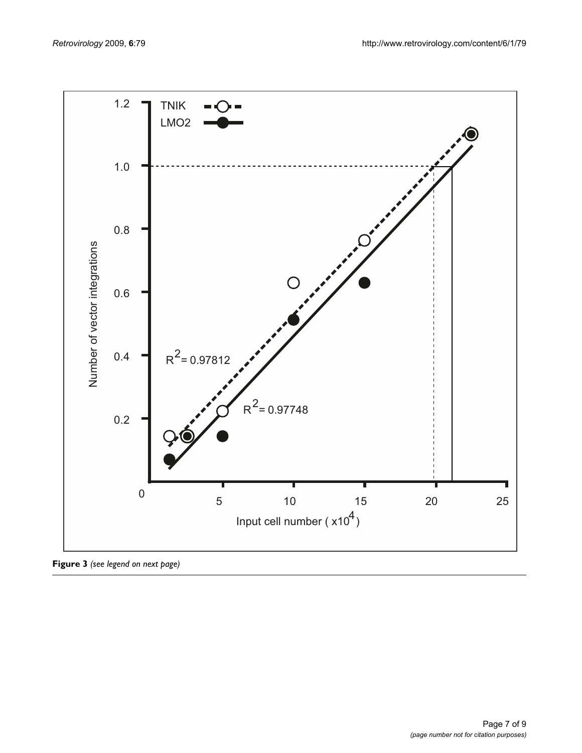**Figure 3** *(see legend on next page)*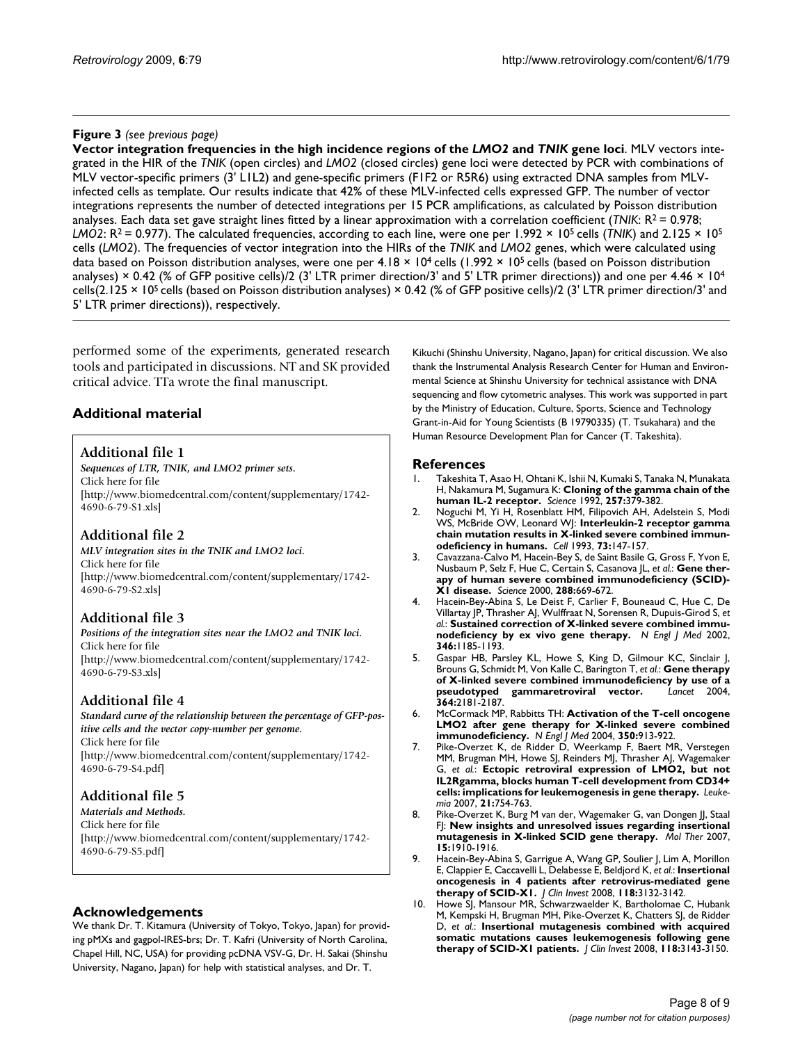**Figure 3** *(see previous page)*

**Vector integration frequencies in the high incidence regions of the *LMO2* and *TNIK* gene loci**. MLV vectors integrated in the HIR of the *TNIK* (open circles) and *LMO2* (closed circles) gene loci were detected by PCR with combinations of MLV vector-specific primers (3' L1L2) and gene-specific primers (F1F2 or R5R6) using extracted DNA samples from MLV-infected cells as template. Our results indicate that 42% of these MLV-infected cells expressed GFP. The number of vector integrations represents the number of detected integrations per 15 PCR amplifications, as calculated by Poisson distribution analyses. Each data set gave straight lines fitted by a linear approximation with a correlation coefficient (*TNIK*: $R^2 = 0.978$; *LMO2*: $R^2 = 0.977$). The calculated frequencies, according to each line, were one per $1.992 \times 10^5$ cells (*TNIK*) and $2.125 \times 10^5$ cells (*LMO2*). The frequencies of vector integration into the HIRs of the *TNIK* and *LMO2* genes, which were calculated using data based on Poisson distribution analyses, were one per $4.18 \times 10^4$ cells ($1.992 \times 10^5$ cells (based on Poisson distribution analyses) × 0.42 (% of GFP positive cells)/2 (3' LTR primer direction/3' and 5' LTR primer directions)) and one per $4.46 \times 10^4$ cells($2.125 \times 10^5$ cells (based on Poisson distribution analyses) × 0.42 (% of GFP positive cells)/2 (3' LTR primer direction/3' and 5' LTR primer directions)), respectively.

performed some of the experiments, generated research tools and participated in discussions. NT and SK provided critical advice. TTa wrote the final manuscript.

## Additional material

### Additional file 1

*Sequences of LTR, TNIK, and LMO2 primer sets.*
Click here for file
[http://www.biomedcentral.com/content/supplementary/1742-4690-6-79-S1.xls]

### Additional file 2

*MLV integration sites in the TNIK and LMO2 loci.*
Click here for file
[http://www.biomedcentral.com/content/supplementary/1742-4690-6-79-S2.xls]

### Additional file 3

*Positions of the integration sites near the LMO2 and TNIK loci.*
Click here for file
[http://www.biomedcentral.com/content/supplementary/1742-4690-6-79-S3.xls]

### Additional file 4

*Standard curve of the relationship between the percentage of GFP-positive cells and the vector copy-number per genome.*
Click here for file
[http://www.biomedcentral.com/content/supplementary/1742-4690-6-79-S4.pdf]

### Additional file 5

*Materials and Methods.*
Click here for file
[http://www.biomedcentral.com/content/supplementary/1742-4690-6-79-S5.pdf]

## Acknowledgements

We thank Dr. T. Kitamura (University of Tokyo, Tokyo, Japan) for providing pMXs and gagpol-IRES-brs; Dr. T. Kafri (University of North Carolina, Chapel Hill, NC, USA) for providing pcDNA VSV-G, Dr. H. Sakai (Shinshu University, Nagano, Japan) for help with statistical analyses, and Dr. T. Kikuchi (Shinshu University, Nagano, Japan) for critical discussion. We also thank the Instrumental Analysis Research Center for Human and Environmental Science at Shinshu University for technical assistance with DNA sequencing and flow cytometric analyses. This work was supported in part by the Ministry of Education, Culture, Sports, Science and Technology Grant-in-Aid for Young Scientists (B 19790335) (T. Tsukahara) and the Human Resource Development Plan for Cancer (T. Takeshita).

## References

1. Takeshita T, Asao H, Ohtani K, Ishii N, Kumaki S, Tanaka N, Munakata H, Nakamura M, Sugamura K: **Cloning of the gamma chain of the human IL-2 receptor.** *Science* 1992, **257:**379-382.
2. Noguchi M, Yi H, Rosenblatt HM, Filipovich AH, Adelstein S, Modi WS, McBride OW, Leonard WJ: **Interleukin-2 receptor gamma chain mutation results in X-linked severe combined immunodeficiency in humans.** *Cell* 1993, **73:**147-157.
3. Cavazzana-Calvo M, Hacein-Bey S, de Saint Basile G, Gross F, Yvon E, Nusbaum P, Selz F, Hue C, Certain S, Casanova JL, *et al.*: **Gene therapy of human severe combined immunodeficiency (SCID)-X1 disease.** *Science* 2000, **288:**669-672.
4. Hacein-Bey-Abina S, Le Deist F, Carlier F, Bouneaud C, Hue C, De Villartay JP, Thrasher AJ, Wulffraat N, Sorensen R, Dupuis-Girod S, *et al.*: **Sustained correction of X-linked severe combined immunodeficiency by ex vivo gene therapy.** *N Engl J Med* 2002, **346:**1185-1193.
5. Gaspar HB, Parsley KL, Howe S, King D, Gilmour KC, Sinclair J, Brouns G, Schmidt M, Von Kalle C, Barington T, *et al.*: **Gene therapy of X-linked severe combined immunodeficiency by use of a pseudotyped gammaretroviral vector.** *Lancet* 2004, **364:**2181-2187.
6. McCormack MP, Rabbitts TH: **Activation of the T-cell oncogene LMO2 after gene therapy for X-linked severe combined immunodeficiency.** *N Engl J Med* 2004, **350:**913-922.
7. Pike-Overzet K, de Ridder D, Weerkamp F, Baert MR, Verstegen MM, Brugman MH, Howe SJ, Reinders MJ, Thrasher AJ, Wagemaker G, *et al.*: **Ectopic retroviral expression of LMO2, but not IL2Rgamma, blocks human T-cell development from CD34+ cells: implications for leukemogenesis in gene therapy.** *Leukemia* 2007, **21:**754-763.
8. Pike-Overzet K, Burg M van der, Wagemaker G, van Dongen JJ, Staal FJ: **New insights and unresolved issues regarding insertional mutagenesis in X-linked SCID gene therapy.** *Mol Ther* 2007, **15:**1910-1916.
9. Hacein-Bey-Abina S, Garrigue A, Wang GP, Soulier J, Lim A, Morillon E, Clappier E, Caccavelli L, Delabesse E, Beldjord K, *et al.*: **Insertional oncogenesis in 4 patients after retrovirus-mediated gene therapy of SCID-X1.** *J Clin Invest* 2008, **118:**3132-3142.
10. Howe SJ, Mansour MR, Schwarzwaelder K, Bartholomae C, Hubank M, Kempski H, Brugman MH, Pike-Overzet K, Chatters SJ, de Ridder D, *et al.*: **Insertional mutagenesis combined with acquired somatic mutations causes leukemogenesis following gene therapy of SCID-X1 patients.** *J Clin Invest* 2008, **118:**3143-3150.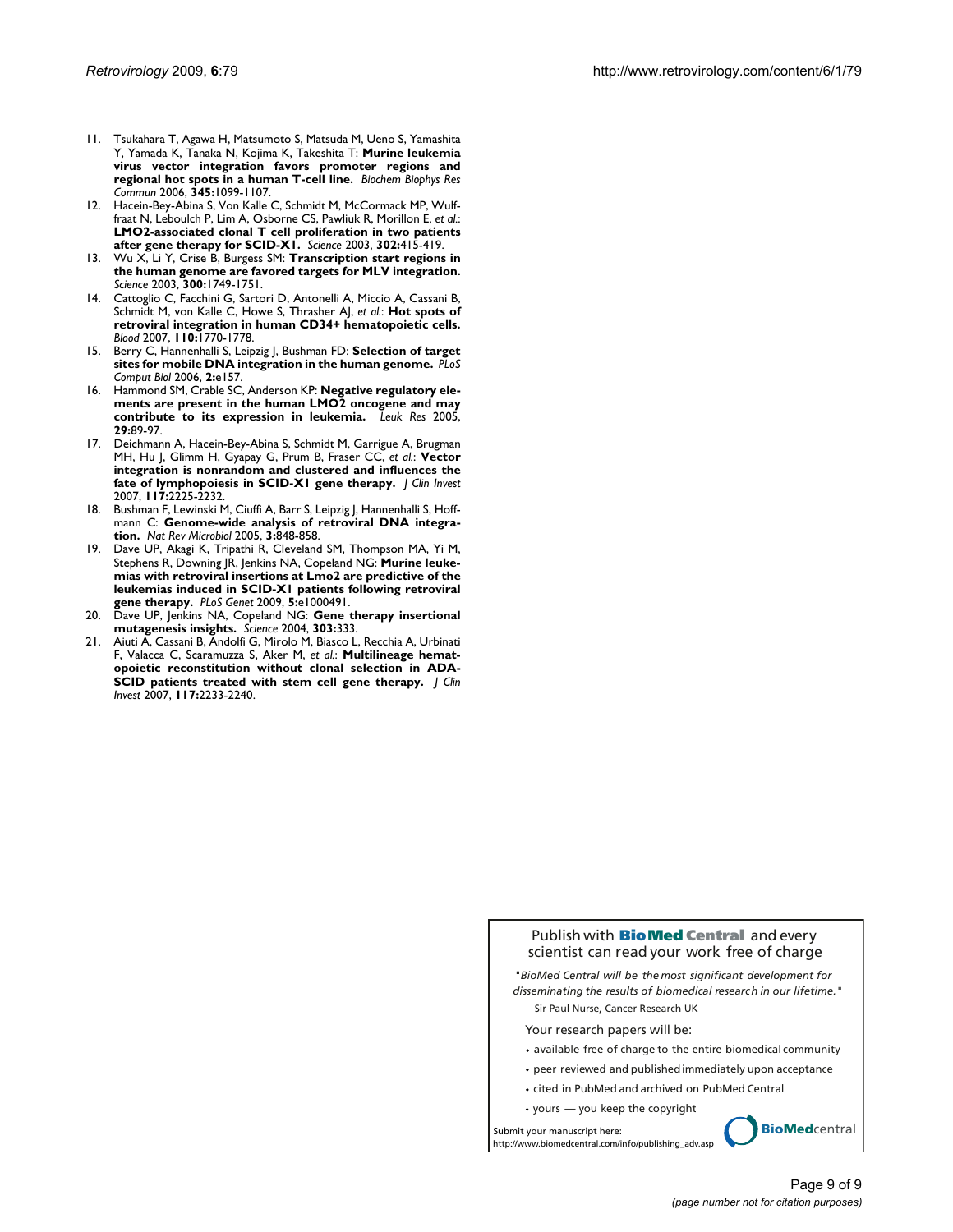11. Tsukahara T, Agawa H, Matsumoto S, Matsuda M, Ueno S, Yamashita Y, Yamada K, Tanaka N, Kojima K, Takeshita T: **Murine leukemia virus vector integration favors promoter regions and regional hot spots in a human T-cell line.** *Biochem Biophys Res Commun* 2006, **345:**1099-1107.
12. Hacein-Bey-Abina S, Von Kalle C, Schmidt M, McCormack MP, Wulffraat N, Leboulch P, Lim A, Osborne CS, Pawliuk R, Morillon E, *et al.*: **LMO2-associated clonal T cell proliferation in two patients after gene therapy for SCID-X1.** *Science* 2003, **302:**415-419.
13. Wu X, Li Y, Crise B, Burgess SM: **Transcription start regions in the human genome are favored targets for MLV integration.** *Science* 2003, **300:**1749-1751.
14. Cattoglio C, Facchini G, Sartori D, Antonelli A, Miccio A, Cassani B, Schmidt M, von Kalle C, Howe S, Thrasher AJ, *et al.*: **Hot spots of retroviral integration in human CD34+ hematopoietic cells.** *Blood* 2007, **110:**1770-1778.
15. Berry C, Hannenhalli S, Leipzig J, Bushman FD: **Selection of target sites for mobile DNA integration in the human genome.** *PLoS Comput Biol* 2006, **2:**e157.
16. Hammond SM, Crable SC, Anderson KP: **Negative regulatory elements are present in the human LMO2 oncogene and may contribute to its expression in leukemia.** *Leuk Res* 2005, **29:**89-97.
17. Deichmann A, Hacein-Bey-Abina S, Schmidt M, Garrigue A, Brugman MH, Hu J, Glimm H, Gyapay G, Prum B, Fraser CC, *et al.*: **Vector integration is nonrandom and clustered and influences the fate of lymphopoiesis in SCID-X1 gene therapy.** *J Clin Invest* 2007, **117:**2225-2232.
18. Bushman F, Lewinski M, Ciuffi A, Barr S, Leipzig J, Hannenhalli S, Hoffmann C: **Genome-wide analysis of retroviral DNA integration.** *Nat Rev Microbiol* 2005, **3:**848-858.
19. Dave UP, Akagi K, Tripathi R, Cleveland SM, Thompson MA, Yi M, Stephens R, Downing JR, Jenkins NA, Copeland NG: **Murine leukemias with retroviral insertions at Lmo2 are predictive of the leukemias induced in SCID-X1 patients following retroviral gene therapy.** *PLoS Genet* 2009, **5:**e1000491.
20. Dave UP, Jenkins NA, Copeland NG: **Gene therapy insertional mutagenesis insights.** *Science* 2004, **303:**333.
21. Aiuti A, Cassani B, Andolfi G, Mirolo M, Biasco L, Recchia A, Urbinati F, Valacca C, Scaramuzza S, Aker M, *et al.*: **Multilineage hematopoietic reconstitution without clonal selection in ADA-SCID patients treated with stem cell gene therapy.** *J Clin Invest* 2007, **117:**2233-2240.

Publish with **BioMed Central** and every scientist can read your work free of charge

*"BioMed Central will be the most significant development for disseminating the results of biomedical research in our lifetime."*

Sir Paul Nurse, Cancer Research UK

Your research papers will be:

- available free of charge to the entire biomedical community
- peer reviewed and published immediately upon acceptance
- cited in PubMed and archived on PubMed Central
- yours — you keep the copyright

Submit your manuscript here:
http://www.biomedcentral.com/info/publishing_adv.asp

**BioMed**central